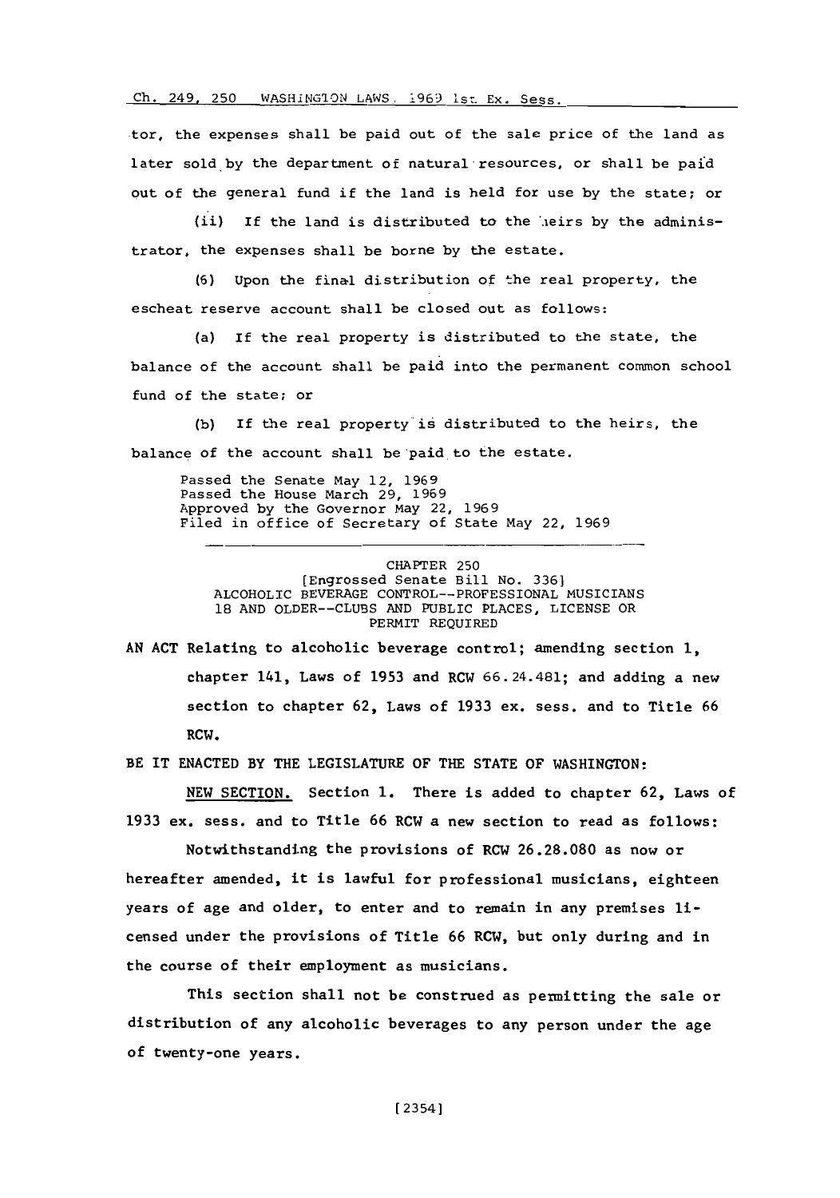tor, the expenses shall be paid out of the sale price of the land as later sold by the department of natural resources, or shall be paid out of the general fund if the land is held for use by the state; or

(ii) If the land is distributed to the heirs by the administrator, the expenses shall be borne by the estate.

(6) Upon the final distribution of the real property, the escheat reserve account shall be closed out as follows:

(a) If the real property is distributed to the state, the balance of the account shall be paid into the permanent common school fund of the state; or

(b) If the real property is distributed to the heirs, the balance of the account shall be paid to the estate.

Passed the Senate May 12, 1969
Passed the House March 29, 1969
Approved by the Governor May 22, 1969
Filed in office of Secretary of State May 22, 1969

---

CHAPTER 250
[Engrossed Senate Bill No. 336]
ALCOHOLIC BEVERAGE CONTROL--PROFESSIONAL MUSICIANS 18 AND OLDER--CLUBS AND PUBLIC PLACES, LICENSE OR PERMIT REQUIRED

**AN ACT** Relating to alcoholic beverage control; amending section 1, chapter 141, Laws of 1953 and RCW 66.24.481; and adding a new section to chapter 62, Laws of 1933 ex. sess. and to Title 66 RCW.

BE IT ENACTED BY THE LEGISLATURE OF THE STATE OF WASHINGTON:

NEW SECTION. Section 1. There is added to chapter 62, Laws of 1933 ex. sess. and to Title 66 RCW a new section to read as follows:

Notwithstanding the provisions of RCW 26.28.080 as now or hereafter amended, it is lawful for professional musicians, eighteen years of age and older, to enter and to remain in any premises licensed under the provisions of Title 66 RCW, but only during and in the course of their employment as musicians.

This section shall not be construed as permitting the sale or distribution of any alcoholic beverages to any person under the age of twenty-one years.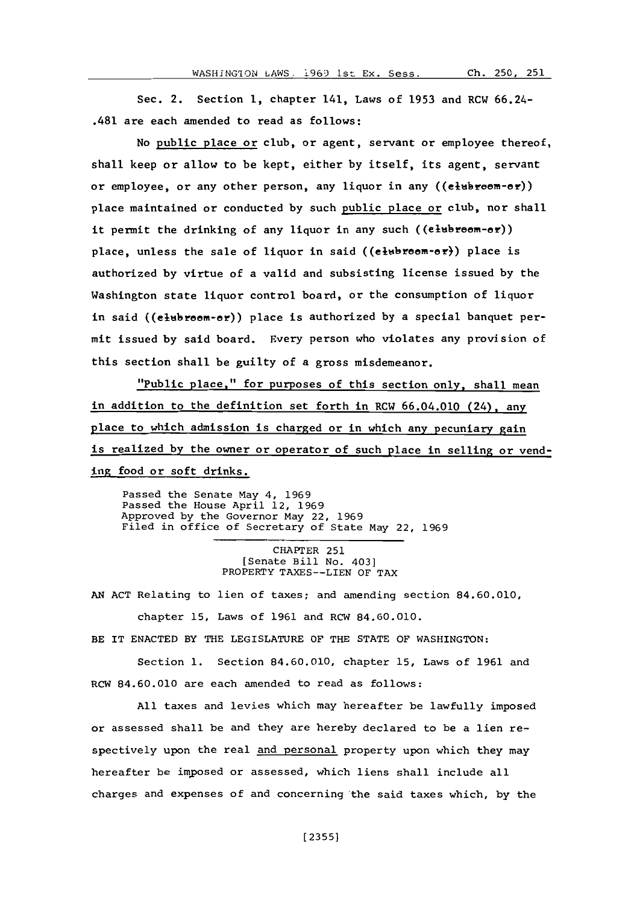Sec. 2. Section 1, chapter 141, Laws of 1953 and RCW 66.24-.481 are each amended to read as follows:

No public place or club, or agent, servant or employee thereof, shall keep or allow to be kept, either by itself, its agent, servant or employee, or any other person, any liquor in any ((clubroom-or)) place maintained or conducted by such public place or club, nor shall it permit the drinking of any liquor in any such ((clubroom-or)) place, unless the sale of liquor in said ((clubroom-or)) place is authorized by virtue of a valid and subsisting license issued by the Washington state liquor control board, or the consumption of liquor in said ((clubroom-or)) place is authorized by a special banquet permit issued by said board. Every person who violates any provision of this section shall be guilty of a gross misdemeanor.

"Public place," for purposes of this section only, shall mean in addition to the definition set forth in RCW 66.04.010 (24), any place to which admission is charged or in which any pecuniary gain is realized by the owner or operator of such place in selling or vending food or soft drinks.

Passed the Senate May 4, 1969
Passed the House April 12, 1969
Approved by the Governor May 22, 1969
Filed in office of Secretary of State May 22, 1969

CHAPTER 251
[Senate Bill No. 403]
PROPERTY TAXES--LIEN OF TAX

AN ACT Relating to lien of taxes; and amending section 84.60.010, chapter 15, Laws of 1961 and RCW 84.60.010.

BE IT ENACTED BY THE LEGISLATURE OF THE STATE OF WASHINGTON:

Section 1. Section 84.60.010, chapter 15, Laws of 1961 and RCW 84.60.010 are each amended to read as follows:

All taxes and levies which may hereafter be lawfully imposed or assessed shall be and they are hereby declared to be a lien respectively upon the real and personal property upon which they may hereafter be imposed or assessed, which liens shall include all charges and expenses of and concerning the said taxes which, by the